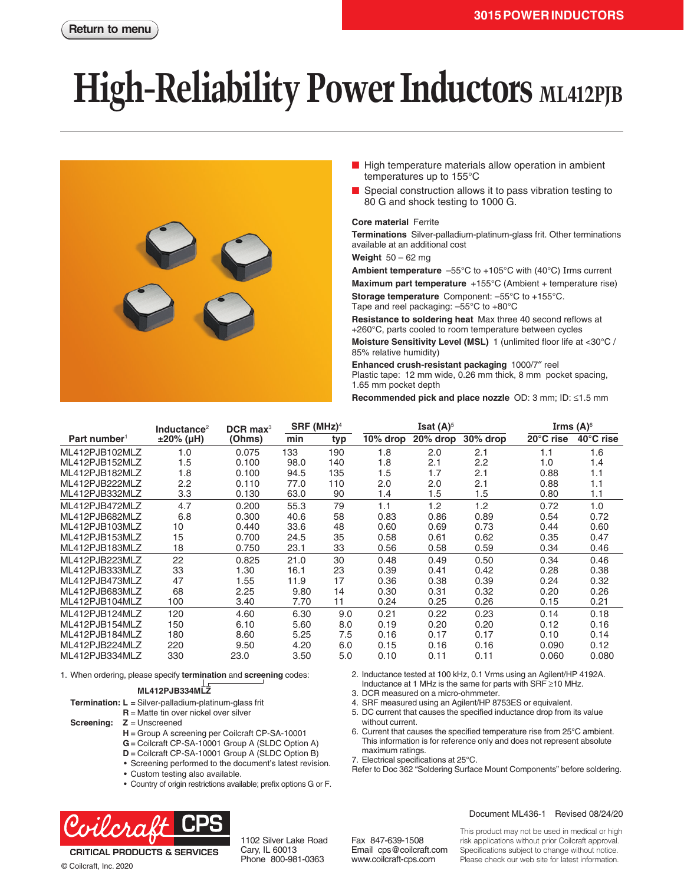3015 POWER INDUCTORS

# High-Reliability Power Inductors ML412PJB

- High temperature materials allow operation in ambient temperatures up to 155°C
- Special construction allows it to pass vibration testing to 80 G and shock testing to 1000 G.

**Core material** Ferrite

**Terminations** Silver-palladium-platinum-glass frit. Other terminations available at an additional cost

**Weight** 50 – 62 mg

**Ambient temperature** –55°C to +105°C with (40°C) Irms current

**Maximum part temperature** +155°C (Ambient + temperature rise)

**Storage temperature** Component: –55°C to +155°C. Tape and reel packaging: –55°C to +80°C

**Resistance to soldering heat** Max three 40 second reflows at +260°C, parts cooled to room temperature between cycles

**Moisture Sensitivity Level (MSL)** 1 (unlimited floor life at <30°C / 85% relative humidity)

**Enhanced crush-resistant packaging** 1000/7″ reel
Plastic tape: 12 mm wide, 0.26 mm thick, 8 mm pocket spacing, 1.65 mm pocket depth

**Recommended pick and place nozzle** OD: 3 mm; ID: ≤1.5 mm

| Part number[1] | Inductance[2] ±20% (µH) | DCR max[3] (Ohms) | SRF (MHz)[4] min | SRF (MHz)[4] typ | Isat (A)[5] 10% drop | Isat (A)[5] 20% drop | Isat (A)[5] 30% drop | Irms (A)[6] 20°C rise | Irms (A)[6] 40°C rise |
|---|---|---|---|---|---|---|---|---|---|
| ML412PJB102MLZ | 1.0 | 0.075 | 133 | 190 | 1.8 | 2.0 | 2.1 | 1.1 | 1.6 |
| ML412PJB152MLZ | 1.5 | 0.100 | 98.0 | 140 | 1.8 | 2.1 | 2.2 | 1.0 | 1.4 |
| ML412PJB182MLZ | 1.8 | 0.100 | 94.5 | 135 | 1.5 | 1.7 | 2.1 | 0.88 | 1.1 |
| ML412PJB222MLZ | 2.2 | 0.110 | 77.0 | 110 | 2.0 | 2.0 | 2.1 | 0.88 | 1.1 |
| ML412PJB332MLZ | 3.3 | 0.130 | 63.0 | 90 | 1.4 | 1.5 | 1.5 | 0.80 | 1.1 |
| ML412PJB472MLZ | 4.7 | 0.200 | 55.3 | 79 | 1.1 | 1.2 | 1.2 | 0.72 | 1.0 |
| ML412PJB682MLZ | 6.8 | 0.300 | 40.6 | 58 | 0.83 | 0.86 | 0.89 | 0.54 | 0.72 |
| ML412PJB103MLZ | 10 | 0.440 | 33.6 | 48 | 0.60 | 0.69 | 0.73 | 0.44 | 0.60 |
| ML412PJB153MLZ | 15 | 0.700 | 24.5 | 35 | 0.58 | 0.61 | 0.62 | 0.35 | 0.47 |
| ML412PJB183MLZ | 18 | 0.750 | 23.1 | 33 | 0.56 | 0.58 | 0.59 | 0.34 | 0.46 |
| ML412PJB223MLZ | 22 | 0.825 | 21.0 | 30 | 0.48 | 0.49 | 0.50 | 0.34 | 0.46 |
| ML412PJB333MLZ | 33 | 1.30 | 16.1 | 23 | 0.39 | 0.41 | 0.42 | 0.28 | 0.38 |
| ML412PJB473MLZ | 47 | 1.55 | 11.9 | 17 | 0.36 | 0.38 | 0.39 | 0.24 | 0.32 |
| ML412PJB683MLZ | 68 | 2.25 | 9.80 | 14 | 0.30 | 0.31 | 0.32 | 0.20 | 0.26 |
| ML412PJB104MLZ | 100 | 3.40 | 7.70 | 11 | 0.24 | 0.25 | 0.26 | 0.15 | 0.21 |
| ML412PJB124MLZ | 120 | 4.60 | 6.30 | 9.0 | 0.21 | 0.22 | 0.23 | 0.14 | 0.18 |
| ML412PJB154MLZ | 150 | 6.10 | 5.60 | 8.0 | 0.19 | 0.20 | 0.20 | 0.12 | 0.16 |
| ML412PJB184MLZ | 180 | 8.60 | 5.25 | 7.5 | 0.16 | 0.17 | 0.17 | 0.10 | 0.14 |
| ML412PJB224MLZ | 220 | 9.50 | 4.20 | 6.0 | 0.15 | 0.16 | 0.16 | 0.090 | 0.12 |
| ML412PJB334MLZ | 330 | 23.0 | 3.50 | 5.0 | 0.10 | 0.11 | 0.11 | 0.060 | 0.080 |

1. When ordering, please specify **termination** and **screening** codes:

   **ML412PJB334MLZ**

   **Termination:** **L** = Silver-palladium-platinum-glass frit
   **R** = Matte tin over nickel over silver

   **Screening:** **Z** = Unscreened
   **H** = Group A screening per Coilcraft CP-SA-10001
   **G** = Coilcraft CP-SA-10001 Group A (SLDC Option A)
   **D** = Coilcraft CP-SA-10001 Group A (SLDC Option B)
   - Screening performed to the document's latest revision.
   - Custom testing also available.
   - Country of origin restrictions available; prefix options G or F.

2. Inductance tested at 100 kHz, 0.1 Vrms using an Agilent/HP 4192A. Inductance at 1 MHz is the same for parts with SRF ≥10 MHz.
3. DCR measured on a micro-ohmmeter.
4. SRF measured using an Agilent/HP 8753ES or equivalent.
5. DC current that causes the specified inductance drop from its value without current.
6. Current that causes the specified temperature rise from 25°C ambient. This information is for reference only and does not represent absolute maximum ratings.
7. Electrical specifications at 25°C.

Refer to Doc 362 "Soldering Surface Mount Components" before soldering.

Document ML436-1 Revised 08/24/20

Coilcraft CPS
CRITICAL PRODUCTS & SERVICES
© Coilcraft, Inc. 2020

1102 Silver Lake Road
Cary, IL 60013
Phone 800-981-0363

Fax 847-639-1508
Email cps@coilcraft.com
www.coilcraft-cps.com

This product may not be used in medical or high risk applications without prior Coilcraft approval. Specifications subject to change without notice. Please check our web site for latest information.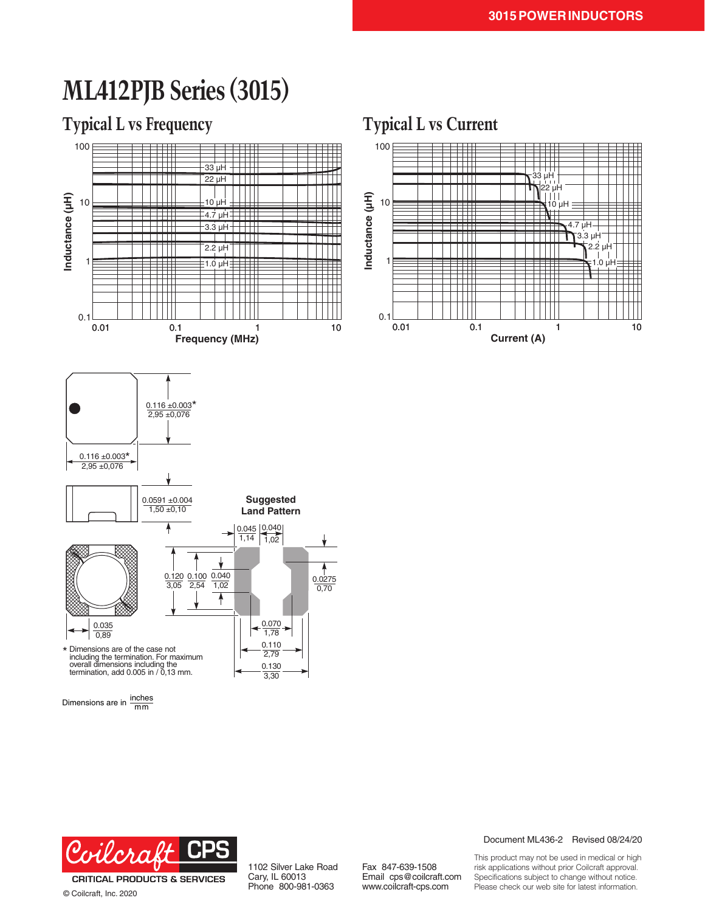# ML412PJB Series (3015)

## Typical L vs Frequency

100
10
1
0.1
Inductance (µH)
0.01
0.1
1
10
Frequency (MHz)
33 µH
22 µH
10 µH
4.7 µH
3.3 µH
2.2 µH
1.0 µH

## Typical L vs Current

100
10
1
0.1
Inductance (µH)
0.01
0.1
1
10
Current (A)
33 µH
22 µH
10 µH
4.7 µH
3.3 µH
2.2 µH
1.0 µH

0.116 ±0.003*
2,95 ±0,076

0.116 ±0.003*
2,95 ±0,076

0.0591 ±0.004
1,50 ±0,10

0.035
0,89

0.120
3,05

0.100
2,54

0.040
1,02

**Suggested Land Pattern**

0.045
1,14

0.040
1,02

0.0275
0,70

0.070
1,78

0.110
2,79

0.130
3,30

\* Dimensions are of the case not including the termination. For maximum overall dimensions including the termination, add 0.005 in / 0,13 mm.

Dimensions are in $\frac{\text{inches}}{\text{mm}}$

Document ML436-2 Revised 08/24/20

Coilcraft CPS
CRITICAL PRODUCTS & SERVICES

© Coilcraft, Inc. 2020

1102 Silver Lake Road
Cary, IL 60013
Phone 800-981-0363

Fax 847-639-1508
Email cps@coilcraft.com
www.coilcraft-cps.com

This product may not be used in medical or high risk applications without prior Coilcraft approval. Specifications subject to change without notice. Please check our web site for latest information.